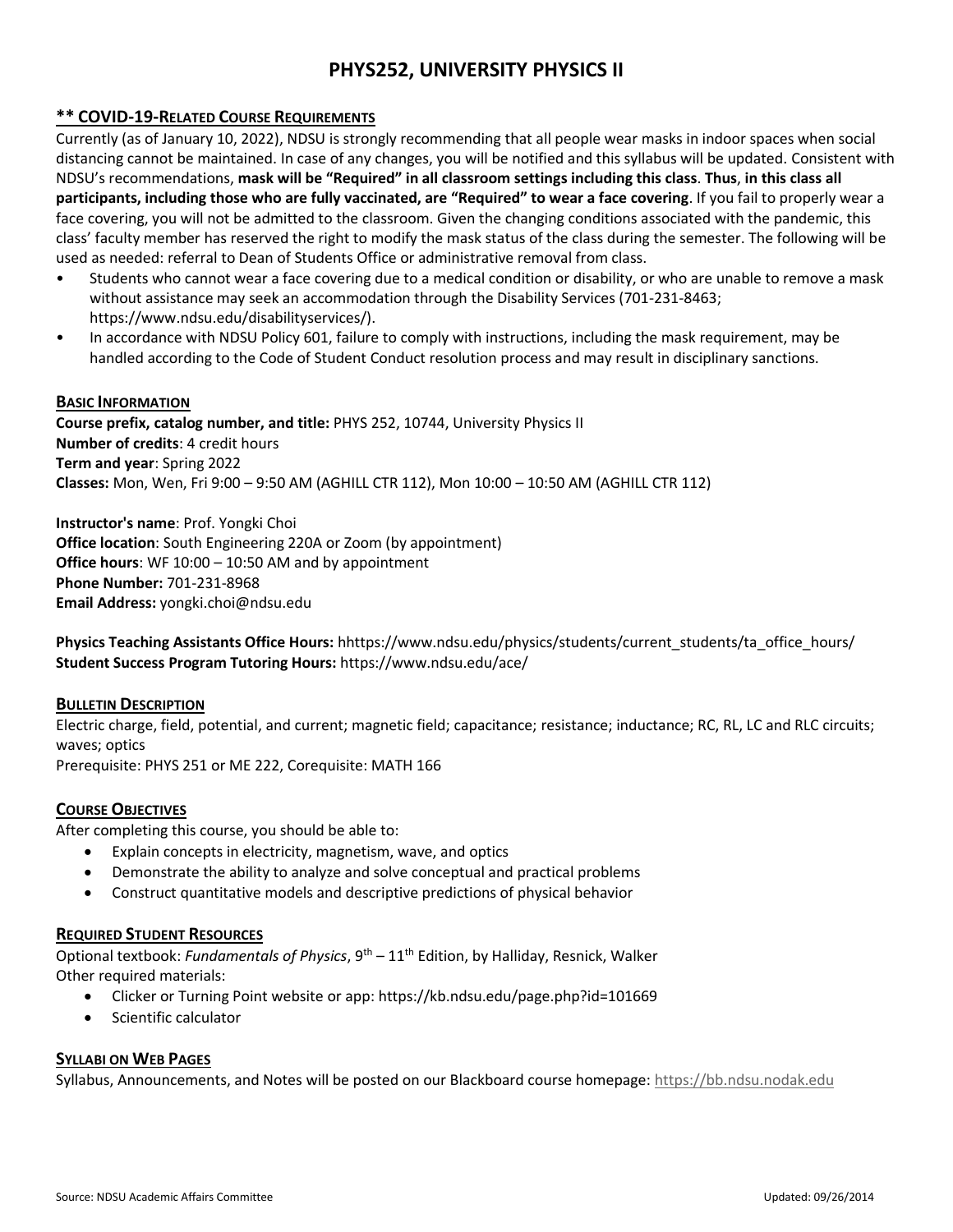# PHYS252, UNIVERSITY PHYSICS II

## ** COVID-19-RELATED COURSE REQUIREMENTS

Currently (as of January 10, 2022), NDSU is strongly recommending that all people wear masks in indoor spaces when social distancing cannot be maintained. In case of any changes, you will be notified and this syllabus will be updated. Consistent with NDSU's recommendations, **mask will be "Required" in all classroom settings including this class**. **Thus**, **in this class all participants, including those who are fully vaccinated, are "Required" to wear a face covering**. If you fail to properly wear a face covering, you will not be admitted to the classroom. Given the changing conditions associated with the pandemic, this class' faculty member has reserved the right to modify the mask status of the class during the semester. The following will be used as needed: referral to Dean of Students Office or administrative removal from class.

- Students who cannot wear a face covering due to a medical condition or disability, or who are unable to remove a mask without assistance may seek an accommodation through the Disability Services (701-231-8463; https://www.ndsu.edu/disabilityservices/).
- In accordance with NDSU Policy 601, failure to comply with instructions, including the mask requirement, may be handled according to the Code of Student Conduct resolution process and may result in disciplinary sanctions.

## BASIC INFORMATION

**Course prefix, catalog number, and title:** PHYS 252, 10744, University Physics II
**Number of credits**: 4 credit hours
**Term and year**: Spring 2022
**Classes:** Mon, Wen, Fri 9:00 – 9:50 AM (AGHILL CTR 112), Mon 10:00 – 10:50 AM (AGHILL CTR 112)

**Instructor's name**: Prof. Yongki Choi
**Office location**: South Engineering 220A or Zoom (by appointment)
**Office hours**: WF 10:00 – 10:50 AM and by appointment
**Phone Number:** 701-231-8968
**Email Address:** yongki.choi@ndsu.edu

**Physics Teaching Assistants Office Hours:** hhttps://www.ndsu.edu/physics/students/current_students/ta_office_hours/
**Student Success Program Tutoring Hours:** https://www.ndsu.edu/ace/

## BULLETIN DESCRIPTION

Electric charge, field, potential, and current; magnetic field; capacitance; resistance; inductance; RC, RL, LC and RLC circuits; waves; optics
Prerequisite: PHYS 251 or ME 222, Corequisite: MATH 166

## COURSE OBJECTIVES

After completing this course, you should be able to:

- Explain concepts in electricity, magnetism, wave, and optics
- Demonstrate the ability to analyze and solve conceptual and practical problems
- Construct quantitative models and descriptive predictions of physical behavior

## REQUIRED STUDENT RESOURCES

Optional textbook: *Fundamentals of Physics*, 9th – 11th Edition, by Halliday, Resnick, Walker
Other required materials:

- Clicker or Turning Point website or app: https://kb.ndsu.edu/page.php?id=101669
- Scientific calculator

## SYLLABI ON WEB PAGES

Syllabus, Announcements, and Notes will be posted on our Blackboard course homepage: https://bb.ndsu.nodak.edu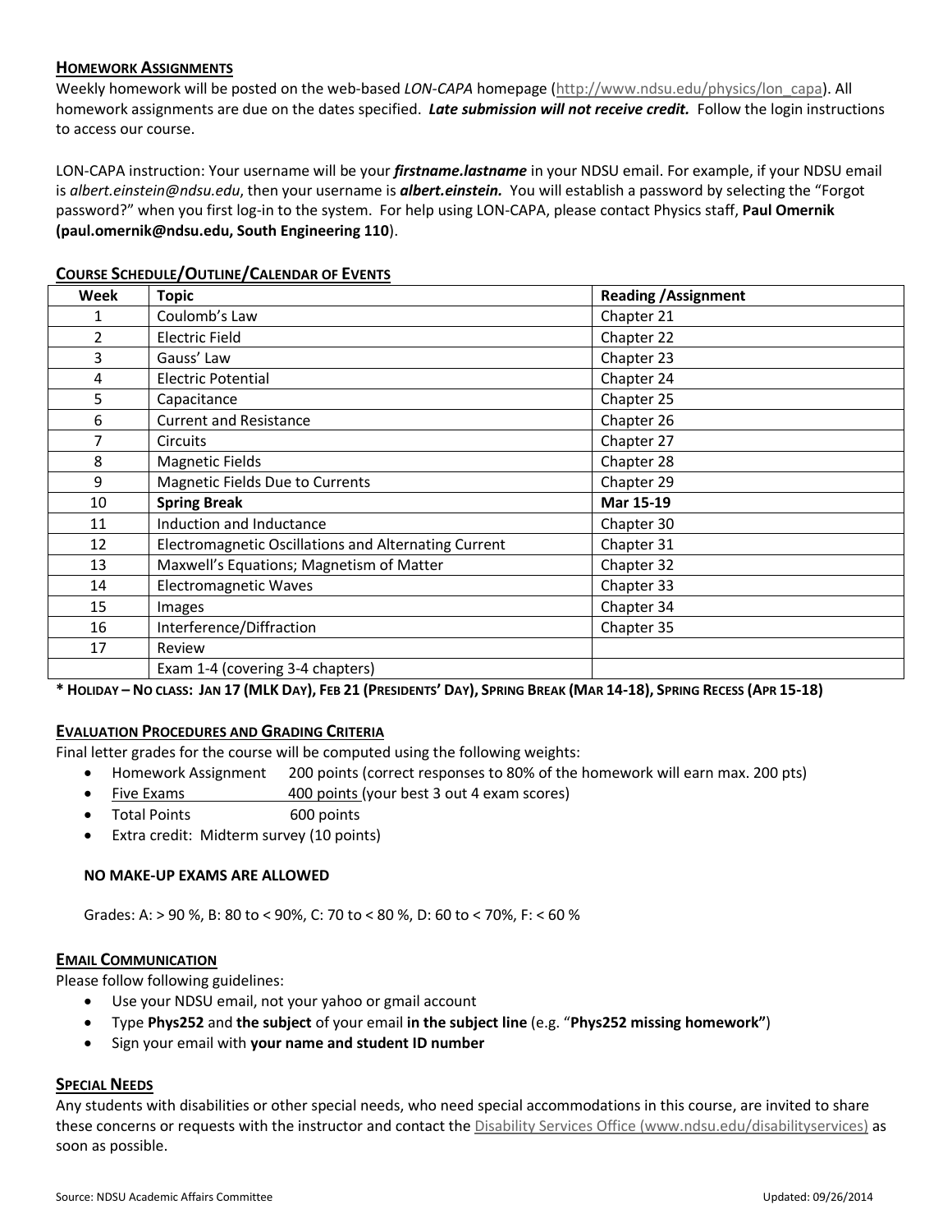## Homework Assignments

Weekly homework will be posted on the web-based *LON-CAPA* homepage (http://www.ndsu.edu/physics/lon_capa). All homework assignments are due on the dates specified. ***Late submission will not receive credit.*** Follow the login instructions to access our course.

LON-CAPA instruction: Your username will be your ***firstname.lastname*** in your NDSU email. For example, if your NDSU email is *albert.einstein@ndsu.edu*, then your username is ***albert.einstein.*** You will establish a password by selecting the "Forgot password?" when you first log-in to the system. For help using LON-CAPA, please contact Physics staff, **Paul Omernik (paul.omernik@ndsu.edu, South Engineering 110**).

## Course Schedule/Outline/Calendar of Events

| Week | Topic | Reading /Assignment |
|---|---|---|
| 1 | Coulomb's Law | Chapter 21 |
| 2 | Electric Field | Chapter 22 |
| 3 | Gauss' Law | Chapter 23 |
| 4 | Electric Potential | Chapter 24 |
| 5 | Capacitance | Chapter 25 |
| 6 | Current and Resistance | Chapter 26 |
| 7 | Circuits | Chapter 27 |
| 8 | Magnetic Fields | Chapter 28 |
| 9 | Magnetic Fields Due to Currents | Chapter 29 |
| 10 | **Spring Break** | **Mar 15-19** |
| 11 | Induction and Inductance | Chapter 30 |
| 12 | Electromagnetic Oscillations and Alternating Current | Chapter 31 |
| 13 | Maxwell's Equations; Magnetism of Matter | Chapter 32 |
| 14 | Electromagnetic Waves | Chapter 33 |
| 15 | Images | Chapter 34 |
| 16 | Interference/Diffraction | Chapter 35 |
| 17 | Review | |
| | Exam 1-4 (covering 3-4 chapters) | |

**\* Holiday – No class: Jan 17 (MLK Day), Feb 21 (Presidents' Day), Spring Break (Mar 14-18), Spring Recess (Apr 15-18)**

## Evaluation Procedures and Grading Criteria

Final letter grades for the course will be computed using the following weights:

- Homework Assignment 200 points (correct responses to 80% of the homework will earn max. 200 pts)
- Five Exams 400 points (your best 3 out 4 exam scores)
- Total Points 600 points
- Extra credit: Midterm survey (10 points)

**NO MAKE-UP EXAMS ARE ALLOWED**

Grades: A: > 90 %, B: 80 to < 90%, C: 70 to < 80 %, D: 60 to < 70%, F: < 60 %

## Email Communication

Please follow following guidelines:

- Use your NDSU email, not your yahoo or gmail account
- Type **Phys252** and **the subject** of your email **in the subject line** (e.g. "**Phys252 missing homework"**)
- Sign your email with **your name and student ID number**

## Special Needs

Any students with disabilities or other special needs, who need special accommodations in this course, are invited to share these concerns or requests with the instructor and contact the Disability Services Office (www.ndsu.edu/disabilityservices) as soon as possible.

Source: NDSU Academic Affairs Committee Updated: 09/26/2014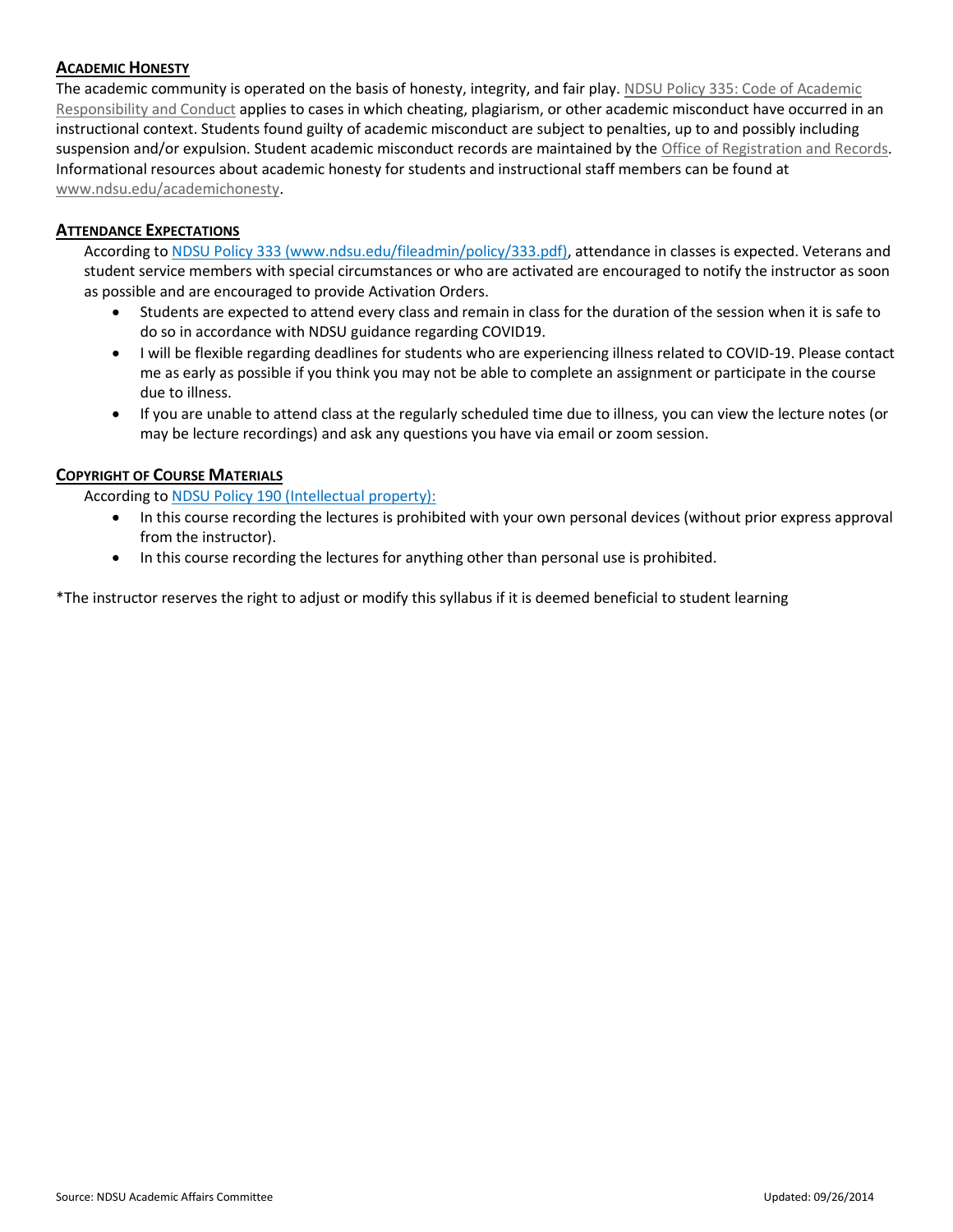## ACADEMIC HONESTY

The academic community is operated on the basis of honesty, integrity, and fair play. NDSU Policy 335: Code of Academic Responsibility and Conduct applies to cases in which cheating, plagiarism, or other academic misconduct have occurred in an instructional context. Students found guilty of academic misconduct are subject to penalties, up to and possibly including suspension and/or expulsion. Student academic misconduct records are maintained by the Office of Registration and Records. Informational resources about academic honesty for students and instructional staff members can be found at www.ndsu.edu/academichonesty.

## ATTENDANCE EXPECTATIONS

According to NDSU Policy 333 (www.ndsu.edu/fileadmin/policy/333.pdf), attendance in classes is expected. Veterans and student service members with special circumstances or who are activated are encouraged to notify the instructor as soon as possible and are encouraged to provide Activation Orders.

- Students are expected to attend every class and remain in class for the duration of the session when it is safe to do so in accordance with NDSU guidance regarding COVID19.
- I will be flexible regarding deadlines for students who are experiencing illness related to COVID-19. Please contact me as early as possible if you think you may not be able to complete an assignment or participate in the course due to illness.
- If you are unable to attend class at the regularly scheduled time due to illness, you can view the lecture notes (or may be lecture recordings) and ask any questions you have via email or zoom session.

## COPYRIGHT OF COURSE MATERIALS

According to NDSU Policy 190 (Intellectual property):

- In this course recording the lectures is prohibited with your own personal devices (without prior express approval from the instructor).
- In this course recording the lectures for anything other than personal use is prohibited.

*The instructor reserves the right to adjust or modify this syllabus if it is deemed beneficial to student learning

Source: NDSU Academic Affairs Committee　　Updated: 09/26/2014